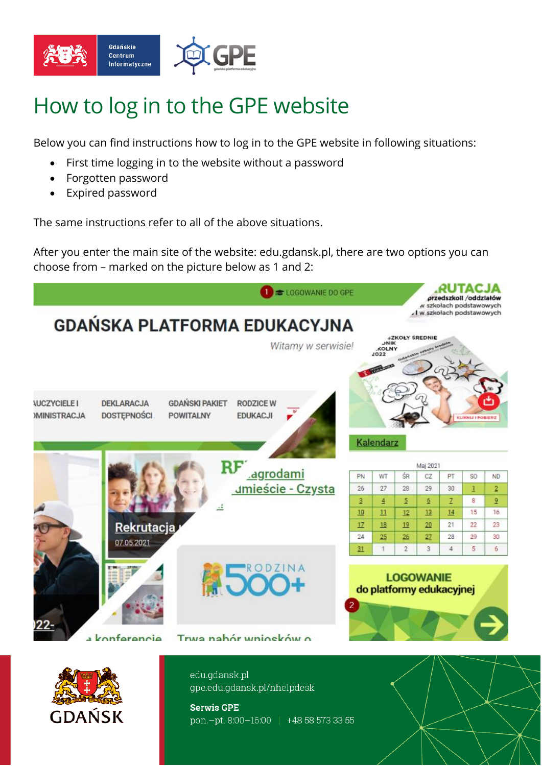# How to log in to the GPE website

Below you can find instructions how to log in to the GPE website in following situations:

- First time logging in to the website without a password
- Forgotten password
- Expired password

The same instructions refer to all of the above situations.

After you enter the main site of the website: edu.gdansk.pl, there are two options you can choose from – marked on the picture below as 1 and 2:

edu.gdansk.pl
gpe.edu.gdansk.pl/nhelpdesk

**Serwis GPE**
pon.–pt. 8:00–16:00 | +48 58 573 33 55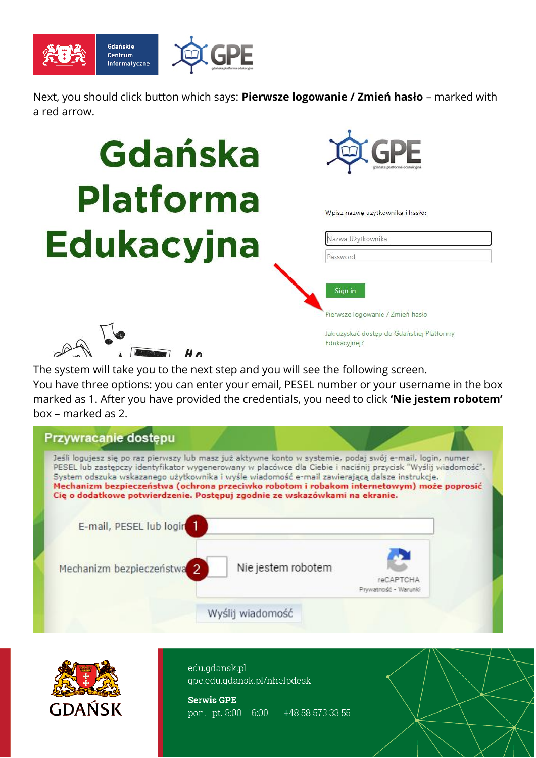Next, you should click button which says: **Pierwsze logowanie / Zmień hasło** – marked with a red arrow.

Gdańska Platforma Edukacyjna

Wpisz nazwę użytkownika i hasło:

Nazwa Użytkownika

Password

Sign in

Pierwsze logowanie / Zmień hasło

Jak uzyskać dostęp do Gdańskiej Platformy Edukacyjnej?

The system will take you to the next step and you will see the following screen.
You have three options: you can enter your email, PESEL number or your username in the box marked as 1. After you have provided the credentials, you need to click **'Nie jestem robotem'** box – marked as 2.

**Przywracanie dostępu**

Jeśli logujesz się po raz pierwszy lub masz już aktywne konto w systemie, podaj swój e-mail, login, numer PESEL lub zastępczy identyfikator wygenerowany w placówce dla Ciebie i naciśnij przycisk "Wyślij wiadomość". System odszuka wskazanego użytkownika i wyśle wiadomość e-mail zawierającą dalsze instrukcje.
**Mechanizm bezpieczeństwa (ochrona przeciwko robotom i robakom internetowym) może poprosić Cię o dodatkowe potwierdzenie. Postępuj zgodnie ze wskazówkami na ekranie.**

E-mail, PESEL lub login (1)

Mechanizm bezpieczeństwa (2) Nie jestem robotem

reCAPTCHA
Prywatność - Warunki

Wyślij wiadomość

GDAŃSK

edu.gdansk.pl
gpe.edu.gdansk.pl/nhelpdesk

**Serwis GPE**
pon.–pt. 8:00–16:00 | +48 58 573 33 55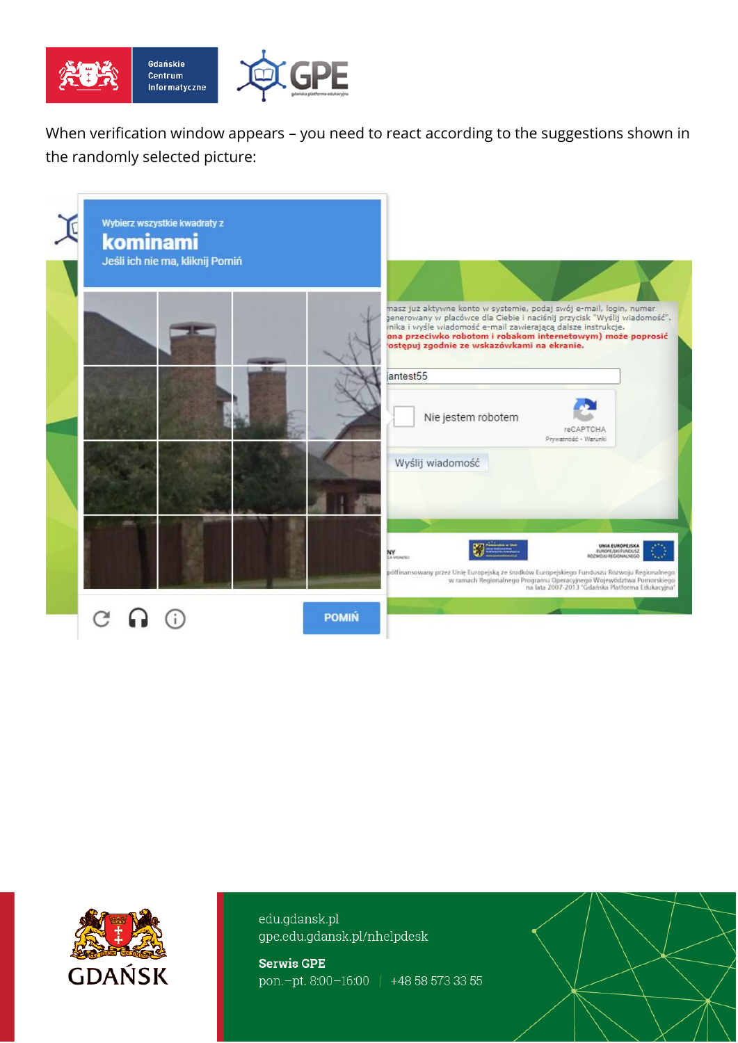When verification window appears – you need to react according to the suggestions shown in the randomly selected picture:

Wybierz wszystkie kwadraty z

**kominami**

Jeśli ich nie ma, kliknij Pomiń

masz już aktywne konto w systemie, podaj swój e-mail, login, numer generowany w placówce dla Ciebie i naciśnij przycisk "Wyślij wiadomość". ...nika i wyśle wiadomość e-mail zawierającą dalsze instrukcje.

**...ona przeciwko robotom i robakom internetowym) może poprosić ...ostępuj zgodnie ze wskazówkami na ekranie.**

jantest55

Nie jestem robotem

reCAPTCHA

Prywatność - Warunki

Wyślij wiadomość

POMIŃ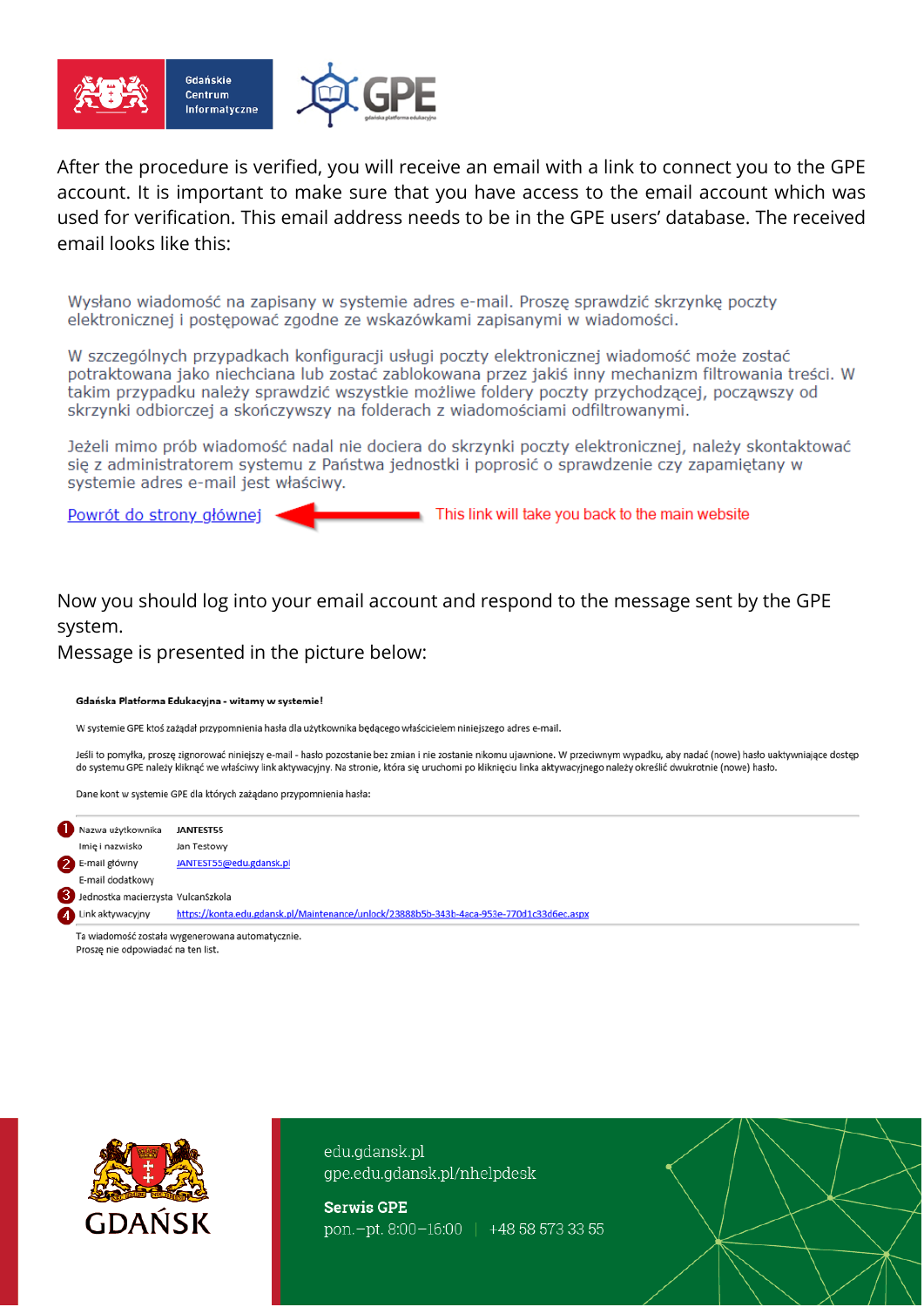After the procedure is verified, you will receive an email with a link to connect you to the GPE account. It is important to make sure that you have access to the email account which was used for verification. This email address needs to be in the GPE users' database. The received email looks like this:

Wysłano wiadomość na zapisany w systemie adres e-mail. Proszę sprawdzić skrzynkę poczty elektronicznej i postępować zgodne ze wskazówkami zapisanymi w wiadomości.

W szczególnych przypadkach konfiguracji usługi poczty elektronicznej wiadomość może zostać potraktowana jako niechciana lub zostać zablokowana przez jakiś inny mechanizm filtrowania treści. W takim przypadku należy sprawdzić wszystkie możliwe foldery poczty przychodzącej, począwszy od skrzynki odbiorczej a skończywszy na folderach z wiadomościami odfiltrowanymi.

Jeżeli mimo prób wiadomość nadal nie dociera do skrzynki poczty elektronicznej, należy skontaktować się z administratorem systemu z Państwa jednostki i poprosić o sprawdzenie czy zapamiętany w systemie adres e-mail jest właściwy.

Powrót do strony głównej ← This link will take you back to the main website

Now you should log into your email account and respond to the message sent by the GPE system.
Message is presented in the picture below:

**Gdańska Platforma Edukacyjna - witamy w systemie!**

W systemie GPE ktoś zażądał przypomnienia hasła dla użytkownika będącego właścicielem niniejszego adres e-mail.

Jeśli to pomyłka, proszę zignorować niniejszy e-mail - hasło pozostanie bez zmian i nie zostanie nikomu ujawnione. W przeciwnym wypadku, aby nadać (nowe) hasło uaktywniające dostęp do systemu GPE należy kliknąć we właściwy link aktywacyjny. Na stronie, która się uruchomi po kliknięciu linka aktywacyjnego należy określić dwukrotnie (nowe) hasło.

Dane kont w systemie GPE dla których zażądano przypomnienia hasła:

| | | |
|---|---|---|
| 1 | Nazwa użytkownika | JANTEST55 |
| | Imię i nazwisko | Jan Testowy |
| 2 | E-mail główny | JANTEST55@edu.gdansk.pl |
| | E-mail dodatkowy | |
| 3 | Jednostka macierzysta | VulcanSzkola |
| 4 | Link aktywacyjny | https://konta.edu.gdansk.pl/Maintenance/unlock/23888b5b-343b-4aca-953e-770d1c33d6ec.aspx |

Ta wiadomość została wygenerowana automatycznie.
Proszę nie odpowiadać na ten list.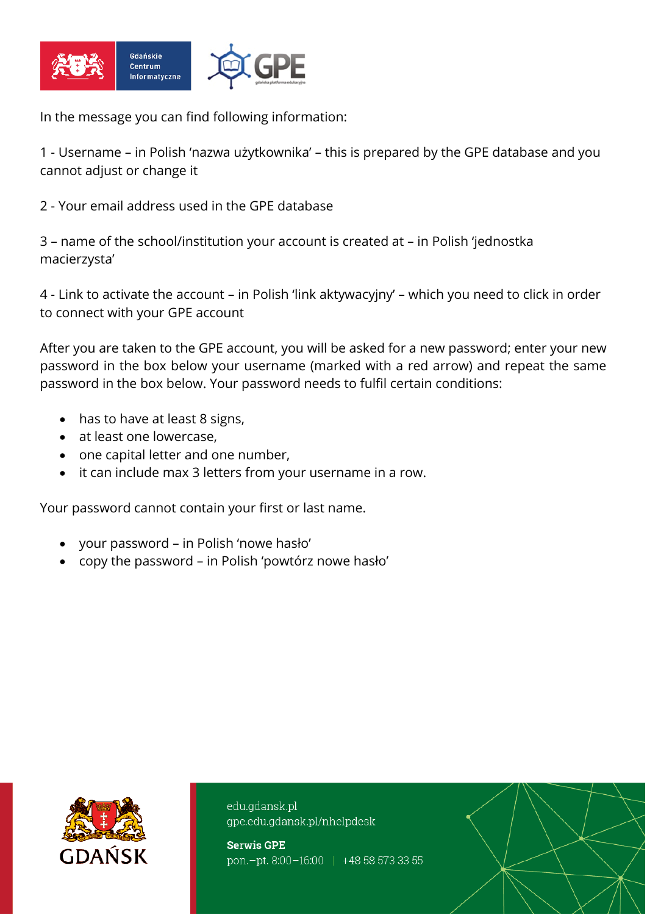In the message you can find following information:

1 - Username – in Polish 'nazwa użytkownika' – this is prepared by the GPE database and you cannot adjust or change it

2 - Your email address used in the GPE database

3 – name of the school/institution your account is created at – in Polish 'jednostka macierzysta'

4 - Link to activate the account – in Polish 'link aktywacyjny' – which you need to click in order to connect with your GPE account

After you are taken to the GPE account, you will be asked for a new password; enter your new password in the box below your username (marked with a red arrow) and repeat the same password in the box below. Your password needs to fulfil certain conditions:

- has to have at least 8 signs,
- at least one lowercase,
- one capital letter and one number,
- it can include max 3 letters from your username in a row.

Your password cannot contain your first or last name.

- your password – in Polish 'nowe hasło'
- copy the password – in Polish 'powtórz nowe hasło'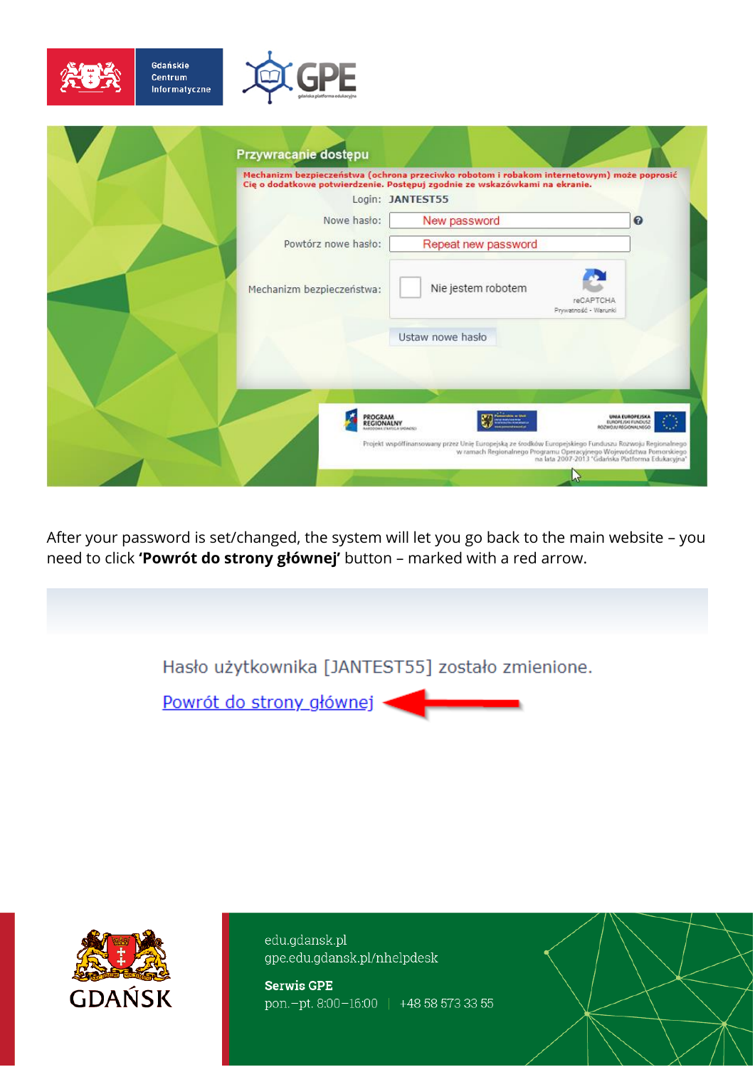Przywracanie dostępu

Mechanizm bezpieczeństwa (ochrona przeciwko robotom i robakom internetowym) może poprosić Cię o dodatkowe potwierdzenie. Postępuj zgodnie ze wskazówkami na ekranie.

Login: JANTEST55

Nowe hasło: New password

Powtórz nowe hasło: Repeat new password

Mechanizm bezpieczeństwa: Nie jestem robotem

Ustaw nowe hasło

After your password is set/changed, the system will let you go back to the main website – you need to click **'Powrót do strony głównej'** button – marked with a red arrow.

Hasło użytkownika [JANTEST55] zostało zmienione.

Powrót do strony głównej

edu.gdansk.pl
gpe.edu.gdansk.pl/nhelpdesk

**Serwis GPE**
pon.–pt. 8:00–16:00 | +48 58 573 33 55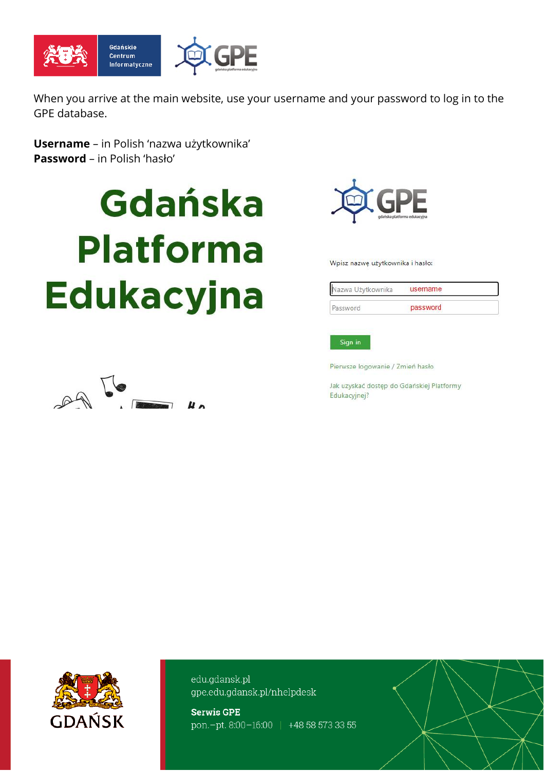When you arrive at the main website, use your username and your password to log in to the GPE database.

**Username** – in Polish 'nazwa użytkownika'
**Password** – in Polish 'hasło'

# Gdańska Platforma Edukacyjna

Wpisz nazwę użytkownika i hasło:

Nazwa Użytkownika — username

Password — password

Sign in

Pierwsze logowanie / Zmień hasło

Jak uzyskać dostęp do Gdańskiej Platformy Edukacyjnej?

edu.gdansk.pl
gpe.edu.gdansk.pl/nhelpdesk

**Serwis GPE**
pon.–pt. 8:00–16:00 | +48 58 573 33 55